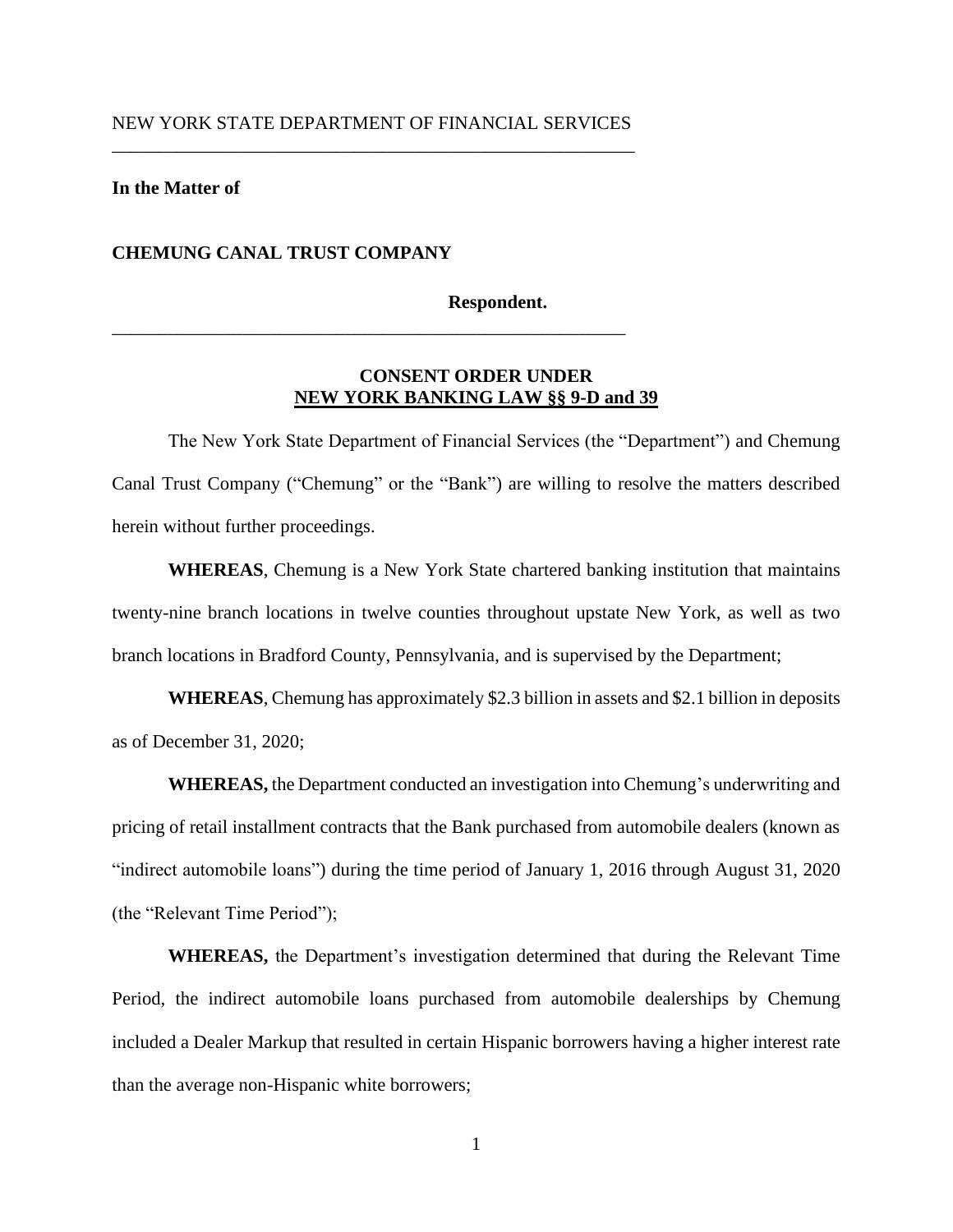NEW YORK STATE DEPARTMENT OF FINANCIAL SERVICES

---

**In the Matter of**

**CHEMUNG CANAL TRUST COMPANY**

**Respondent.**

---

## CONSENT ORDER UNDER NEW YORK BANKING LAW §§ 9-D and 39

The New York State Department of Financial Services (the "Department") and Chemung Canal Trust Company ("Chemung" or the "Bank") are willing to resolve the matters described herein without further proceedings.

**WHEREAS**, Chemung is a New York State chartered banking institution that maintains twenty-nine branch locations in twelve counties throughout upstate New York, as well as two branch locations in Bradford County, Pennsylvania, and is supervised by the Department;

**WHEREAS**, Chemung has approximately $2.3 billion in assets and $2.1 billion in deposits as of December 31, 2020;

**WHEREAS,** the Department conducted an investigation into Chemung's underwriting and pricing of retail installment contracts that the Bank purchased from automobile dealers (known as "indirect automobile loans") during the time period of January 1, 2016 through August 31, 2020 (the "Relevant Time Period");

**WHEREAS,** the Department's investigation determined that during the Relevant Time Period, the indirect automobile loans purchased from automobile dealerships by Chemung included a Dealer Markup that resulted in certain Hispanic borrowers having a higher interest rate than the average non-Hispanic white borrowers;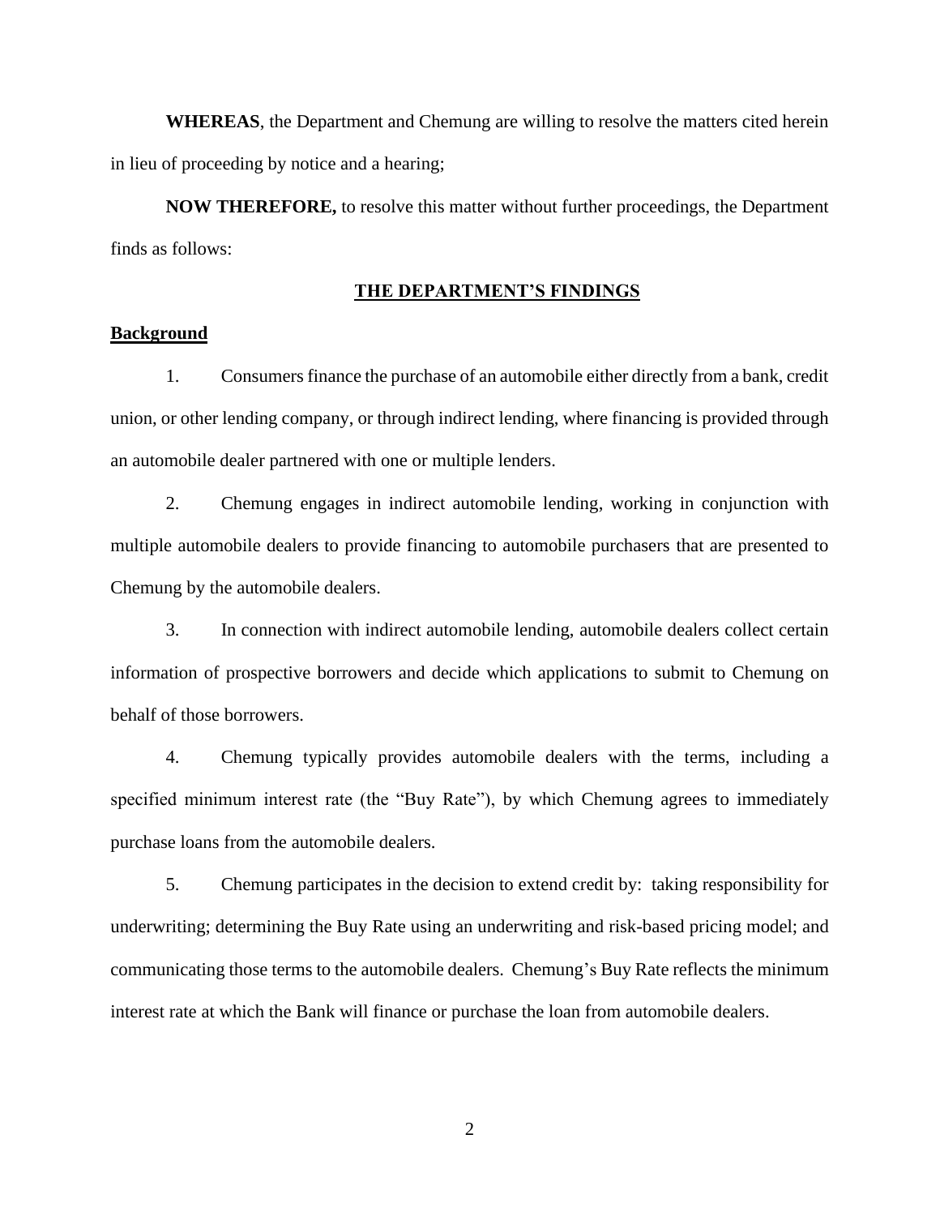**WHEREAS**, the Department and Chemung are willing to resolve the matters cited herein in lieu of proceeding by notice and a hearing;

**NOW THEREFORE,** to resolve this matter without further proceedings, the Department finds as follows:

## THE DEPARTMENT'S FINDINGS

### Background

1. Consumers finance the purchase of an automobile either directly from a bank, credit union, or other lending company, or through indirect lending, where financing is provided through an automobile dealer partnered with one or multiple lenders.

2. Chemung engages in indirect automobile lending, working in conjunction with multiple automobile dealers to provide financing to automobile purchasers that are presented to Chemung by the automobile dealers.

3. In connection with indirect automobile lending, automobile dealers collect certain information of prospective borrowers and decide which applications to submit to Chemung on behalf of those borrowers.

4. Chemung typically provides automobile dealers with the terms, including a specified minimum interest rate (the "Buy Rate"), by which Chemung agrees to immediately purchase loans from the automobile dealers.

5. Chemung participates in the decision to extend credit by: taking responsibility for underwriting; determining the Buy Rate using an underwriting and risk-based pricing model; and communicating those terms to the automobile dealers. Chemung's Buy Rate reflects the minimum interest rate at which the Bank will finance or purchase the loan from automobile dealers.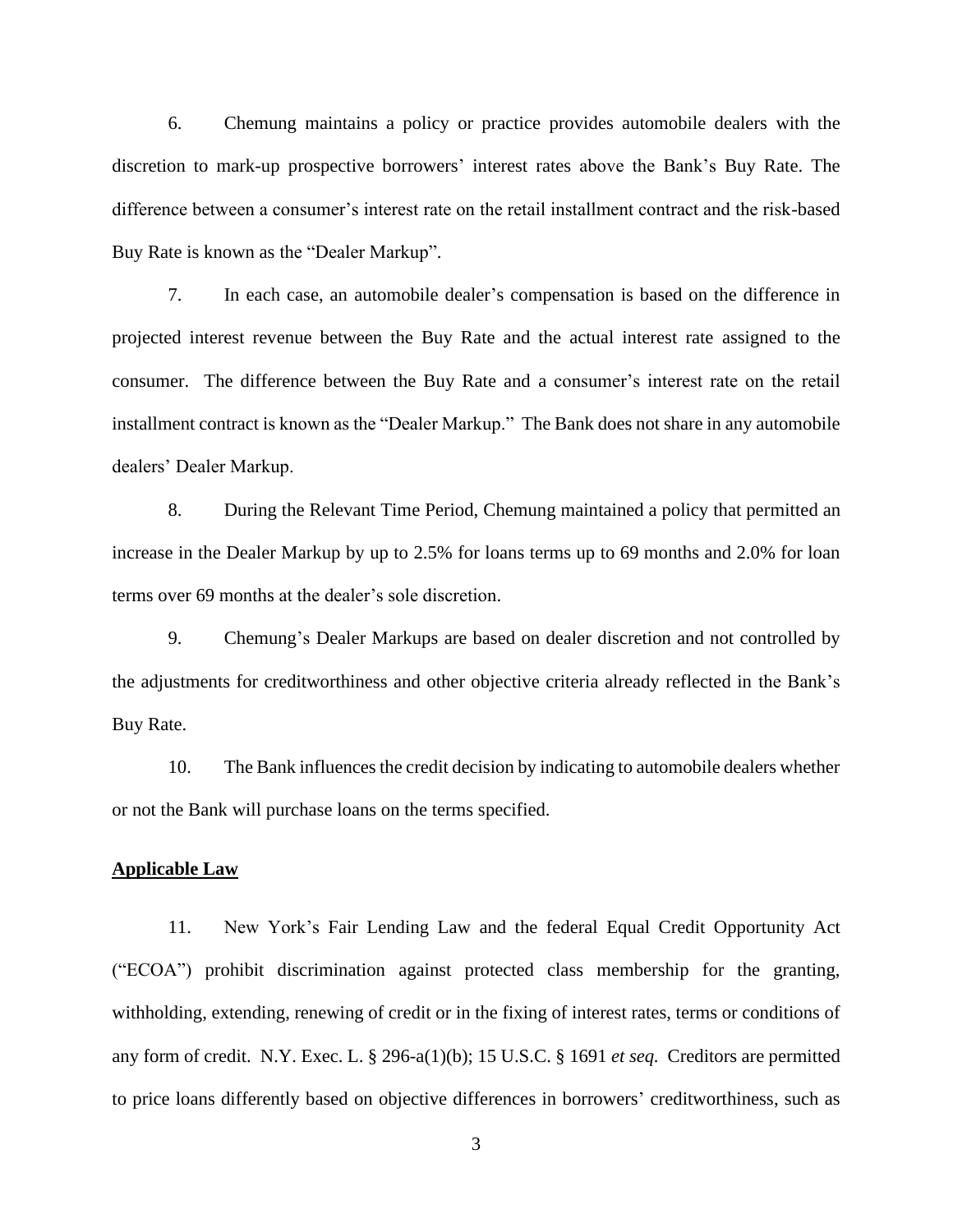6. Chemung maintains a policy or practice provides automobile dealers with the discretion to mark-up prospective borrowers' interest rates above the Bank's Buy Rate. The difference between a consumer's interest rate on the retail installment contract and the risk-based Buy Rate is known as the "Dealer Markup".

7. In each case, an automobile dealer's compensation is based on the difference in projected interest revenue between the Buy Rate and the actual interest rate assigned to the consumer. The difference between the Buy Rate and a consumer's interest rate on the retail installment contract is known as the "Dealer Markup." The Bank does not share in any automobile dealers' Dealer Markup.

8. During the Relevant Time Period, Chemung maintained a policy that permitted an increase in the Dealer Markup by up to 2.5% for loans terms up to 69 months and 2.0% for loan terms over 69 months at the dealer's sole discretion.

9. Chemung's Dealer Markups are based on dealer discretion and not controlled by the adjustments for creditworthiness and other objective criteria already reflected in the Bank's Buy Rate.

10. The Bank influences the credit decision by indicating to automobile dealers whether or not the Bank will purchase loans on the terms specified.

**Applicable Law**

11. New York's Fair Lending Law and the federal Equal Credit Opportunity Act ("ECOA") prohibit discrimination against protected class membership for the granting, withholding, extending, renewing of credit or in the fixing of interest rates, terms or conditions of any form of credit. N.Y. Exec. L. § 296-a(1)(b); 15 U.S.C. § 1691 *et seq.* Creditors are permitted to price loans differently based on objective differences in borrowers' creditworthiness, such as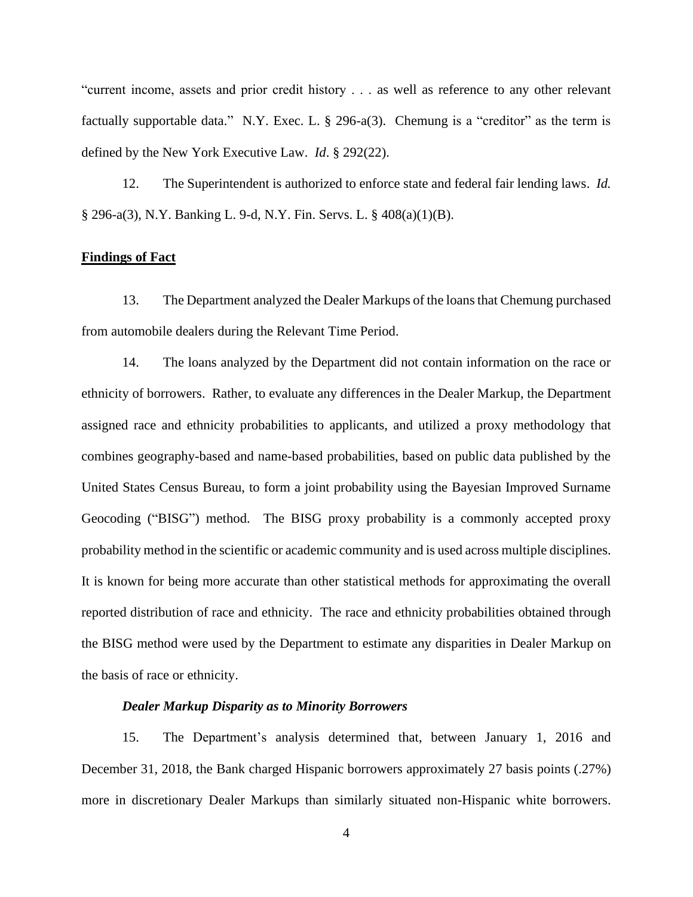"current income, assets and prior credit history . . . as well as reference to any other relevant factually supportable data." N.Y. Exec. L. § 296-a(3). Chemung is a "creditor" as the term is defined by the New York Executive Law. *Id*. § 292(22).

12. The Superintendent is authorized to enforce state and federal fair lending laws. *Id.* § 296-a(3), N.Y. Banking L. 9-d, N.Y. Fin. Servs. L. § 408(a)(1)(B).

**Findings of Fact**

13. The Department analyzed the Dealer Markups of the loans that Chemung purchased from automobile dealers during the Relevant Time Period.

14. The loans analyzed by the Department did not contain information on the race or ethnicity of borrowers. Rather, to evaluate any differences in the Dealer Markup, the Department assigned race and ethnicity probabilities to applicants, and utilized a proxy methodology that combines geography-based and name-based probabilities, based on public data published by the United States Census Bureau, to form a joint probability using the Bayesian Improved Surname Geocoding ("BISG") method. The BISG proxy probability is a commonly accepted proxy probability method in the scientific or academic community and is used across multiple disciplines. It is known for being more accurate than other statistical methods for approximating the overall reported distribution of race and ethnicity. The race and ethnicity probabilities obtained through the BISG method were used by the Department to estimate any disparities in Dealer Markup on the basis of race or ethnicity.

***Dealer Markup Disparity as to Minority Borrowers***

15. The Department's analysis determined that, between January 1, 2016 and December 31, 2018, the Bank charged Hispanic borrowers approximately 27 basis points (.27%) more in discretionary Dealer Markups than similarly situated non-Hispanic white borrowers.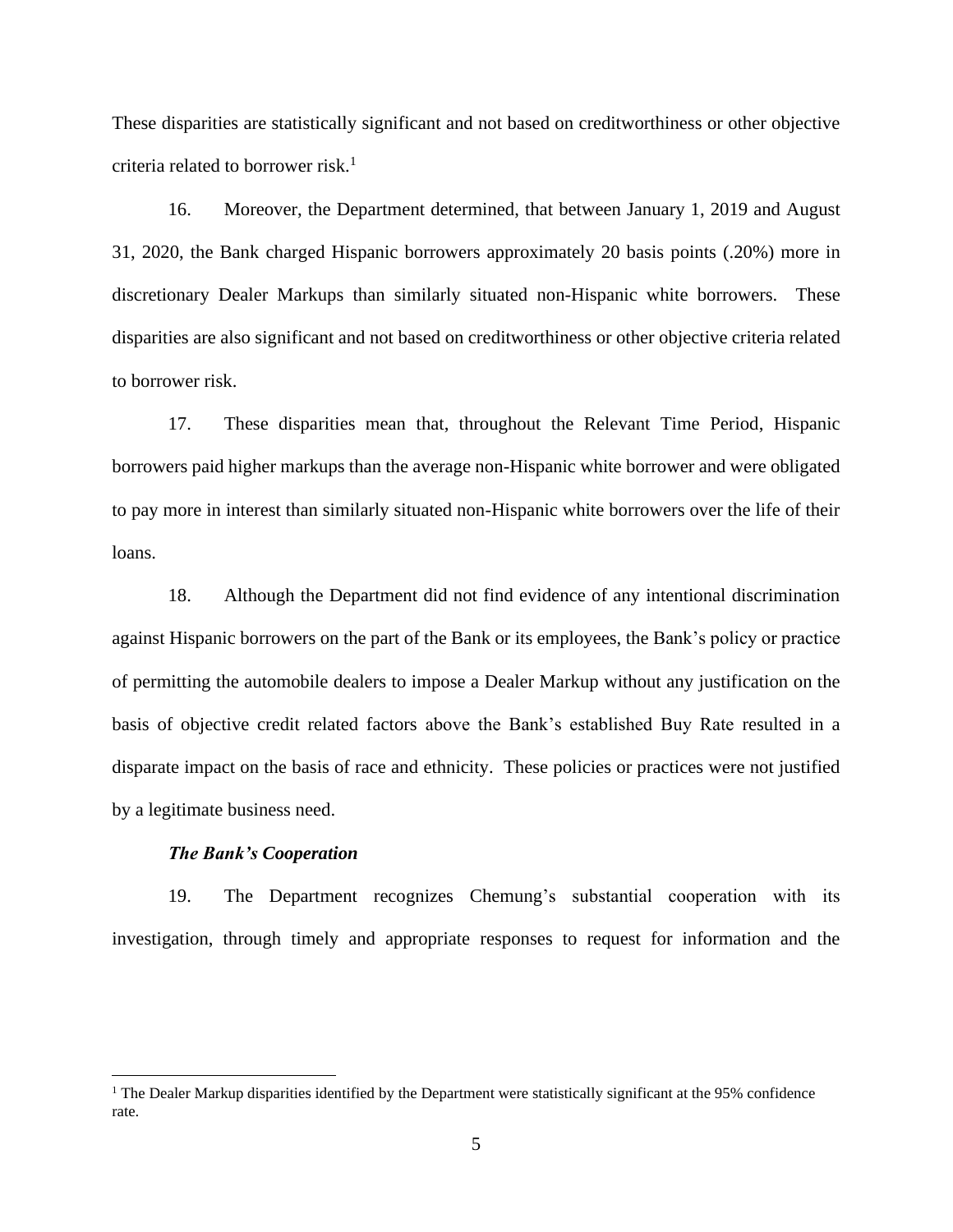These disparities are statistically significant and not based on creditworthiness or other objective criteria related to borrower risk.[1]

16. Moreover, the Department determined, that between January 1, 2019 and August 31, 2020, the Bank charged Hispanic borrowers approximately 20 basis points (.20%) more in discretionary Dealer Markups than similarly situated non-Hispanic white borrowers. These disparities are also significant and not based on creditworthiness or other objective criteria related to borrower risk.

17. These disparities mean that, throughout the Relevant Time Period, Hispanic borrowers paid higher markups than the average non-Hispanic white borrower and were obligated to pay more in interest than similarly situated non-Hispanic white borrowers over the life of their loans.

18. Although the Department did not find evidence of any intentional discrimination against Hispanic borrowers on the part of the Bank or its employees, the Bank's policy or practice of permitting the automobile dealers to impose a Dealer Markup without any justification on the basis of objective credit related factors above the Bank's established Buy Rate resulted in a disparate impact on the basis of race and ethnicity. These policies or practices were not justified by a legitimate business need.

***The Bank's Cooperation***

19. The Department recognizes Chemung's substantial cooperation with its investigation, through timely and appropriate responses to request for information and the

[1] The Dealer Markup disparities identified by the Department were statistically significant at the 95% confidence rate.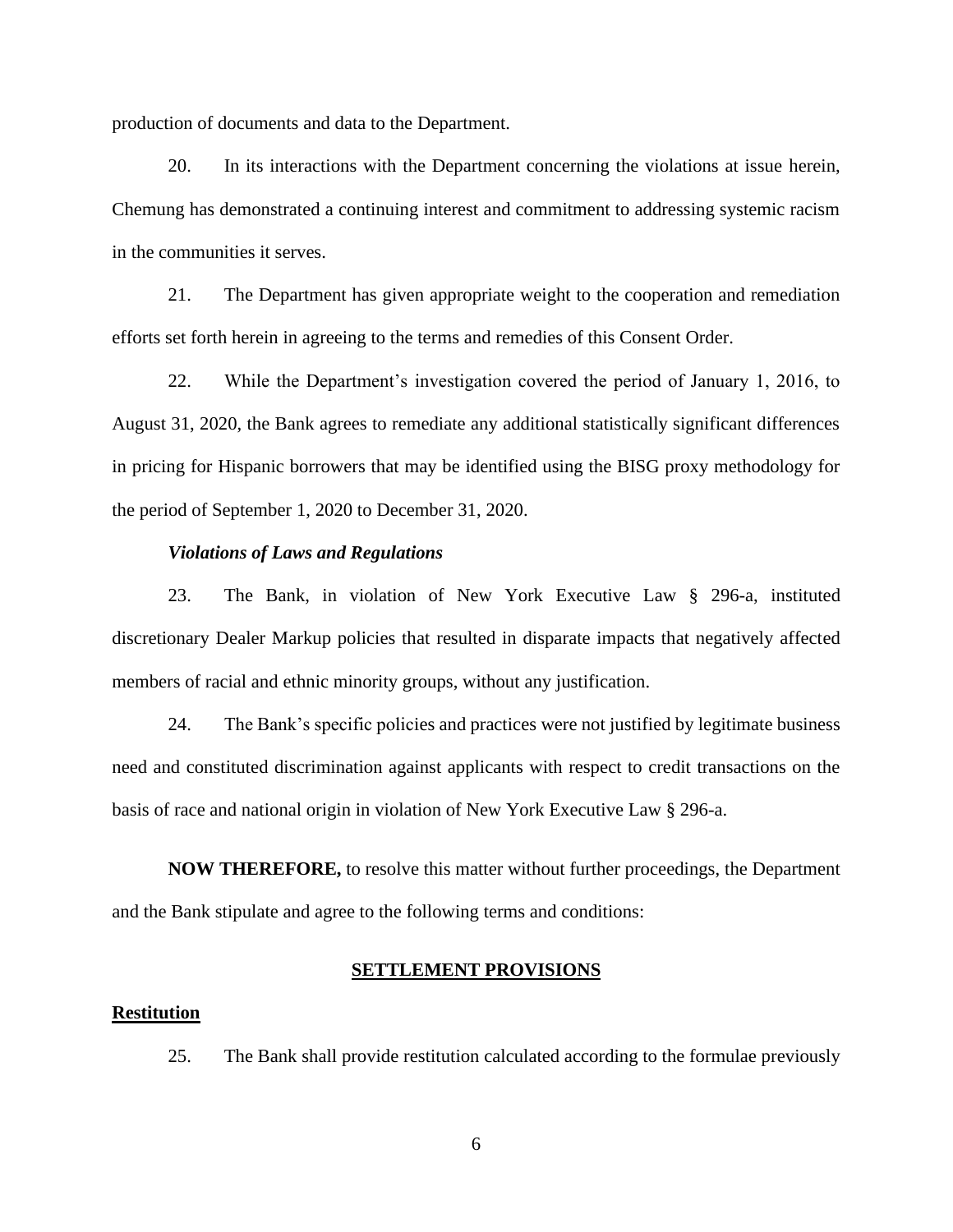production of documents and data to the Department.

20. In its interactions with the Department concerning the violations at issue herein, Chemung has demonstrated a continuing interest and commitment to addressing systemic racism in the communities it serves.

21. The Department has given appropriate weight to the cooperation and remediation efforts set forth herein in agreeing to the terms and remedies of this Consent Order.

22. While the Department's investigation covered the period of January 1, 2016, to August 31, 2020, the Bank agrees to remediate any additional statistically significant differences in pricing for Hispanic borrowers that may be identified using the BISG proxy methodology for the period of September 1, 2020 to December 31, 2020.

***Violations of Laws and Regulations***

23. The Bank, in violation of New York Executive Law § 296-a, instituted discretionary Dealer Markup policies that resulted in disparate impacts that negatively affected members of racial and ethnic minority groups, without any justification.

24. The Bank's specific policies and practices were not justified by legitimate business need and constituted discrimination against applicants with respect to credit transactions on the basis of race and national origin in violation of New York Executive Law § 296-a.

**NOW THEREFORE,** to resolve this matter without further proceedings, the Department and the Bank stipulate and agree to the following terms and conditions:

## SETTLEMENT PROVISIONS

### Restitution

25. The Bank shall provide restitution calculated according to the formulae previously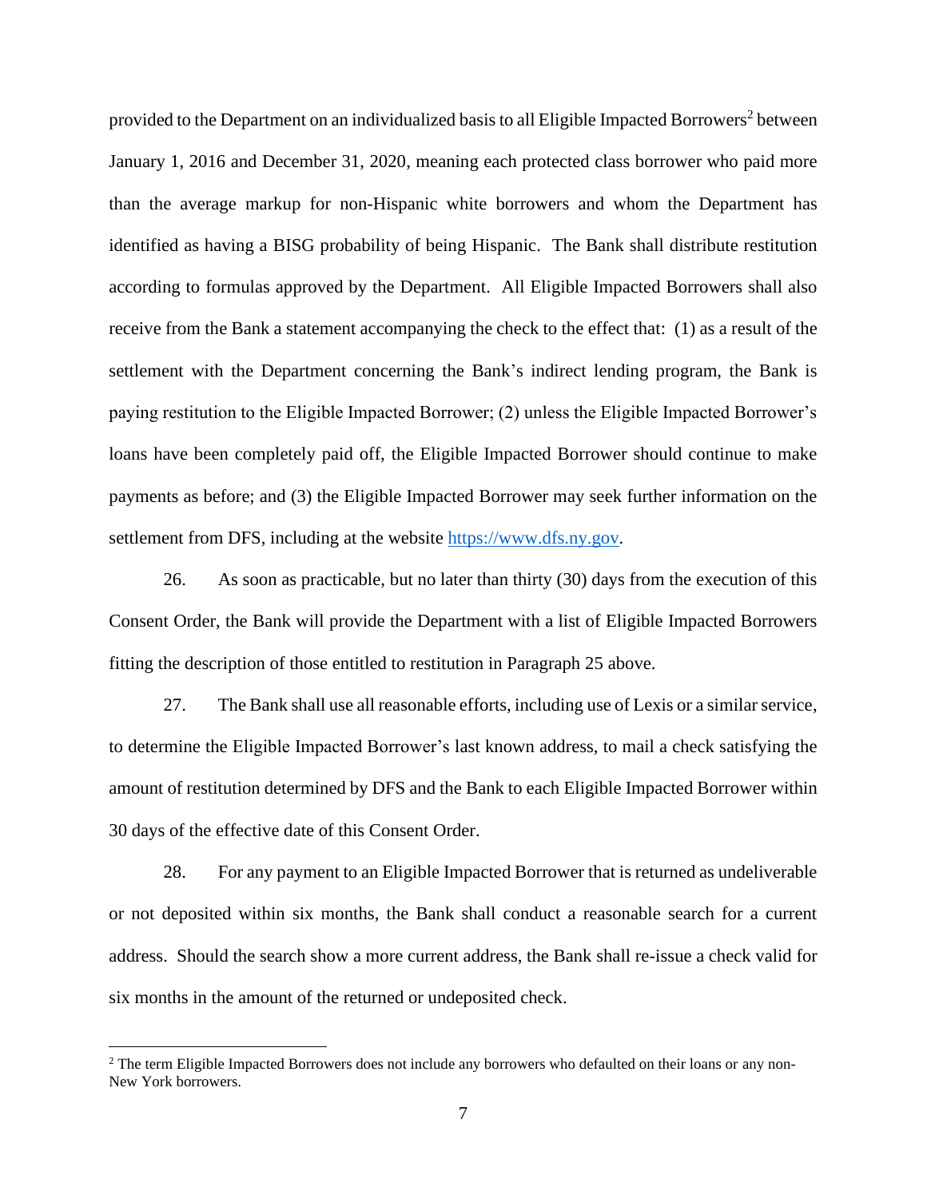provided to the Department on an individualized basis to all Eligible Impacted Borrowers[2] between January 1, 2016 and December 31, 2020, meaning each protected class borrower who paid more than the average markup for non-Hispanic white borrowers and whom the Department has identified as having a BISG probability of being Hispanic. The Bank shall distribute restitution according to formulas approved by the Department. All Eligible Impacted Borrowers shall also receive from the Bank a statement accompanying the check to the effect that: (1) as a result of the settlement with the Department concerning the Bank's indirect lending program, the Bank is paying restitution to the Eligible Impacted Borrower; (2) unless the Eligible Impacted Borrower's loans have been completely paid off, the Eligible Impacted Borrower should continue to make payments as before; and (3) the Eligible Impacted Borrower may seek further information on the settlement from DFS, including at the website https://www.dfs.ny.gov.

26. As soon as practicable, but no later than thirty (30) days from the execution of this Consent Order, the Bank will provide the Department with a list of Eligible Impacted Borrowers fitting the description of those entitled to restitution in Paragraph 25 above.

27. The Bank shall use all reasonable efforts, including use of Lexis or a similar service, to determine the Eligible Impacted Borrower's last known address, to mail a check satisfying the amount of restitution determined by DFS and the Bank to each Eligible Impacted Borrower within 30 days of the effective date of this Consent Order.

28. For any payment to an Eligible Impacted Borrower that is returned as undeliverable or not deposited within six months, the Bank shall conduct a reasonable search for a current address. Should the search show a more current address, the Bank shall re-issue a check valid for six months in the amount of the returned or undeposited check.

[2] The term Eligible Impacted Borrowers does not include any borrowers who defaulted on their loans or any non-New York borrowers.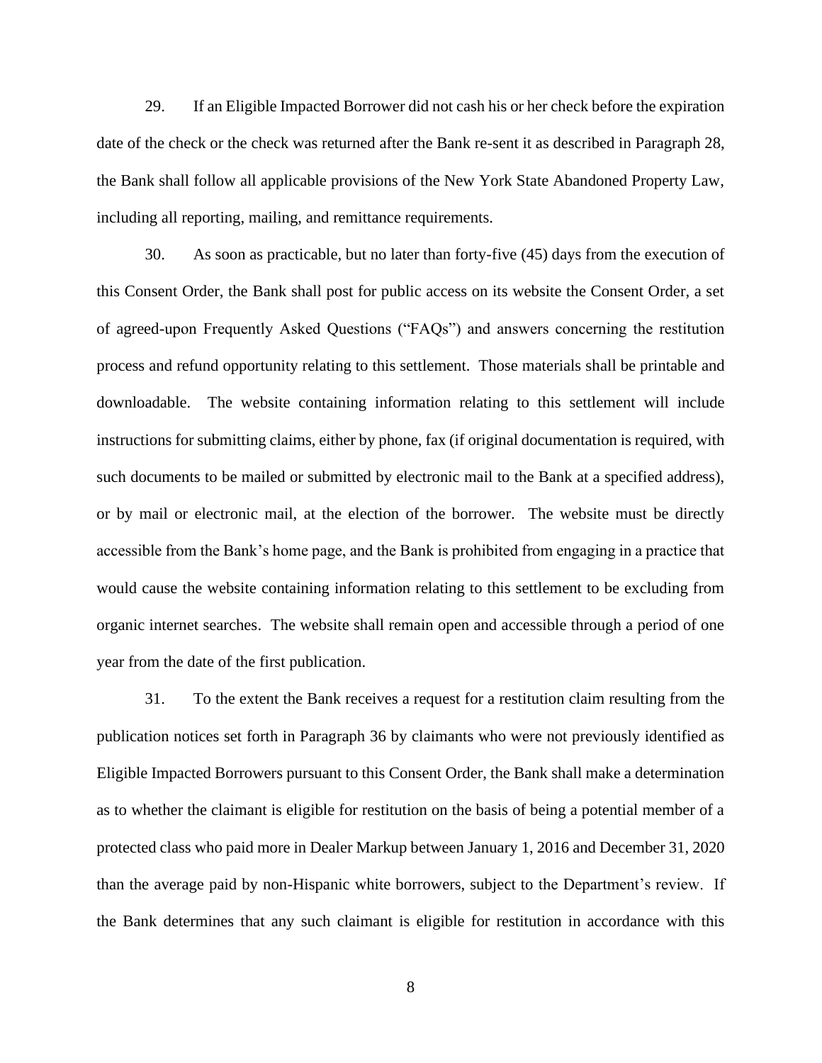29. If an Eligible Impacted Borrower did not cash his or her check before the expiration date of the check or the check was returned after the Bank re-sent it as described in Paragraph 28, the Bank shall follow all applicable provisions of the New York State Abandoned Property Law, including all reporting, mailing, and remittance requirements.

30. As soon as practicable, but no later than forty-five (45) days from the execution of this Consent Order, the Bank shall post for public access on its website the Consent Order, a set of agreed-upon Frequently Asked Questions ("FAQs") and answers concerning the restitution process and refund opportunity relating to this settlement. Those materials shall be printable and downloadable. The website containing information relating to this settlement will include instructions for submitting claims, either by phone, fax (if original documentation is required, with such documents to be mailed or submitted by electronic mail to the Bank at a specified address), or by mail or electronic mail, at the election of the borrower. The website must be directly accessible from the Bank's home page, and the Bank is prohibited from engaging in a practice that would cause the website containing information relating to this settlement to be excluding from organic internet searches. The website shall remain open and accessible through a period of one year from the date of the first publication.

31. To the extent the Bank receives a request for a restitution claim resulting from the publication notices set forth in Paragraph 36 by claimants who were not previously identified as Eligible Impacted Borrowers pursuant to this Consent Order, the Bank shall make a determination as to whether the claimant is eligible for restitution on the basis of being a potential member of a protected class who paid more in Dealer Markup between January 1, 2016 and December 31, 2020 than the average paid by non-Hispanic white borrowers, subject to the Department's review. If the Bank determines that any such claimant is eligible for restitution in accordance with this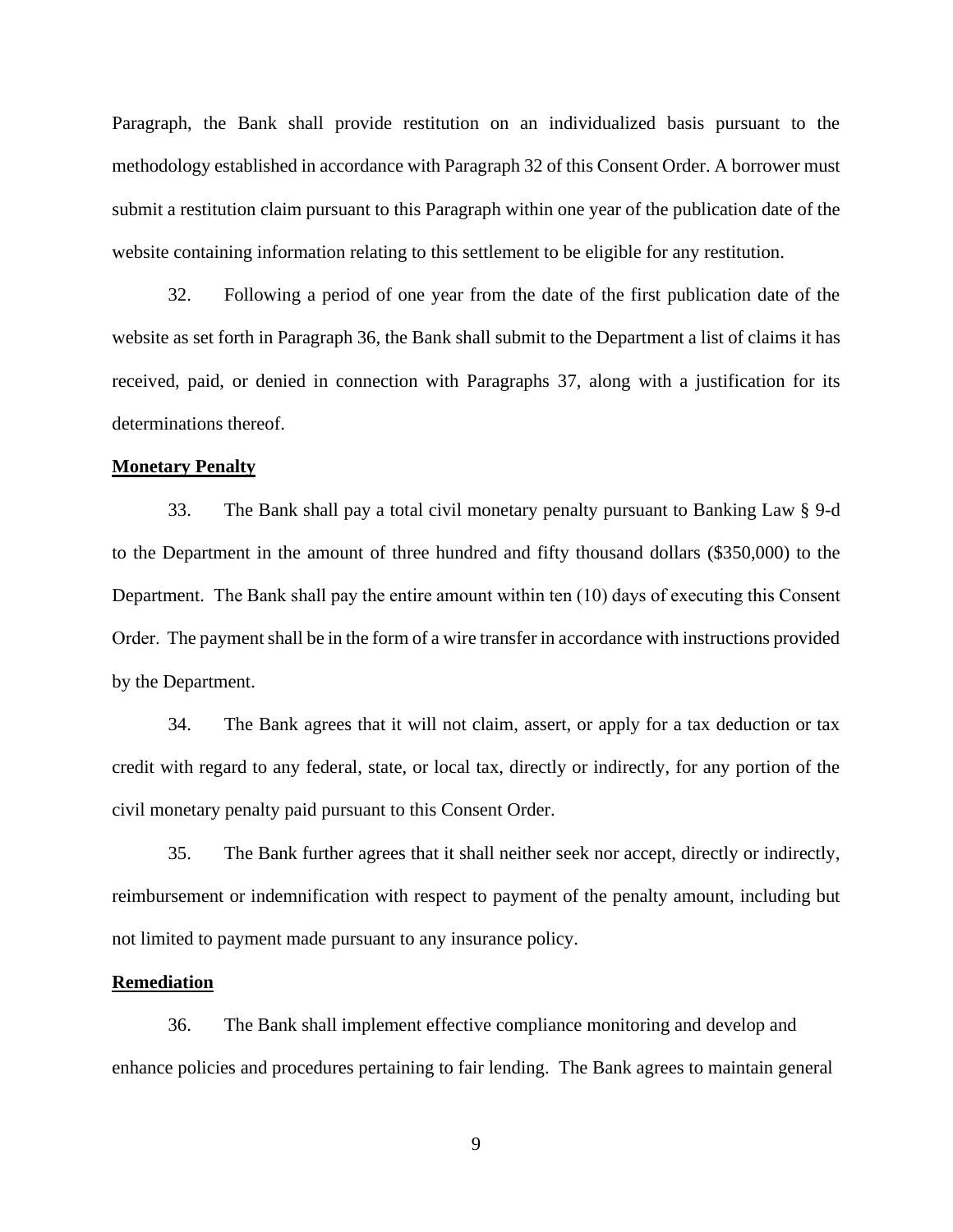Paragraph, the Bank shall provide restitution on an individualized basis pursuant to the methodology established in accordance with Paragraph 32 of this Consent Order. A borrower must submit a restitution claim pursuant to this Paragraph within one year of the publication date of the website containing information relating to this settlement to be eligible for any restitution.

32. Following a period of one year from the date of the first publication date of the website as set forth in Paragraph 36, the Bank shall submit to the Department a list of claims it has received, paid, or denied in connection with Paragraphs 37, along with a justification for its determinations thereof.

**Monetary Penalty**

33. The Bank shall pay a total civil monetary penalty pursuant to Banking Law § 9-d to the Department in the amount of three hundred and fifty thousand dollars ($350,000) to the Department. The Bank shall pay the entire amount within ten (10) days of executing this Consent Order. The payment shall be in the form of a wire transfer in accordance with instructions provided by the Department.

34. The Bank agrees that it will not claim, assert, or apply for a tax deduction or tax credit with regard to any federal, state, or local tax, directly or indirectly, for any portion of the civil monetary penalty paid pursuant to this Consent Order.

35. The Bank further agrees that it shall neither seek nor accept, directly or indirectly, reimbursement or indemnification with respect to payment of the penalty amount, including but not limited to payment made pursuant to any insurance policy.

**Remediation**

36. The Bank shall implement effective compliance monitoring and develop and enhance policies and procedures pertaining to fair lending. The Bank agrees to maintain general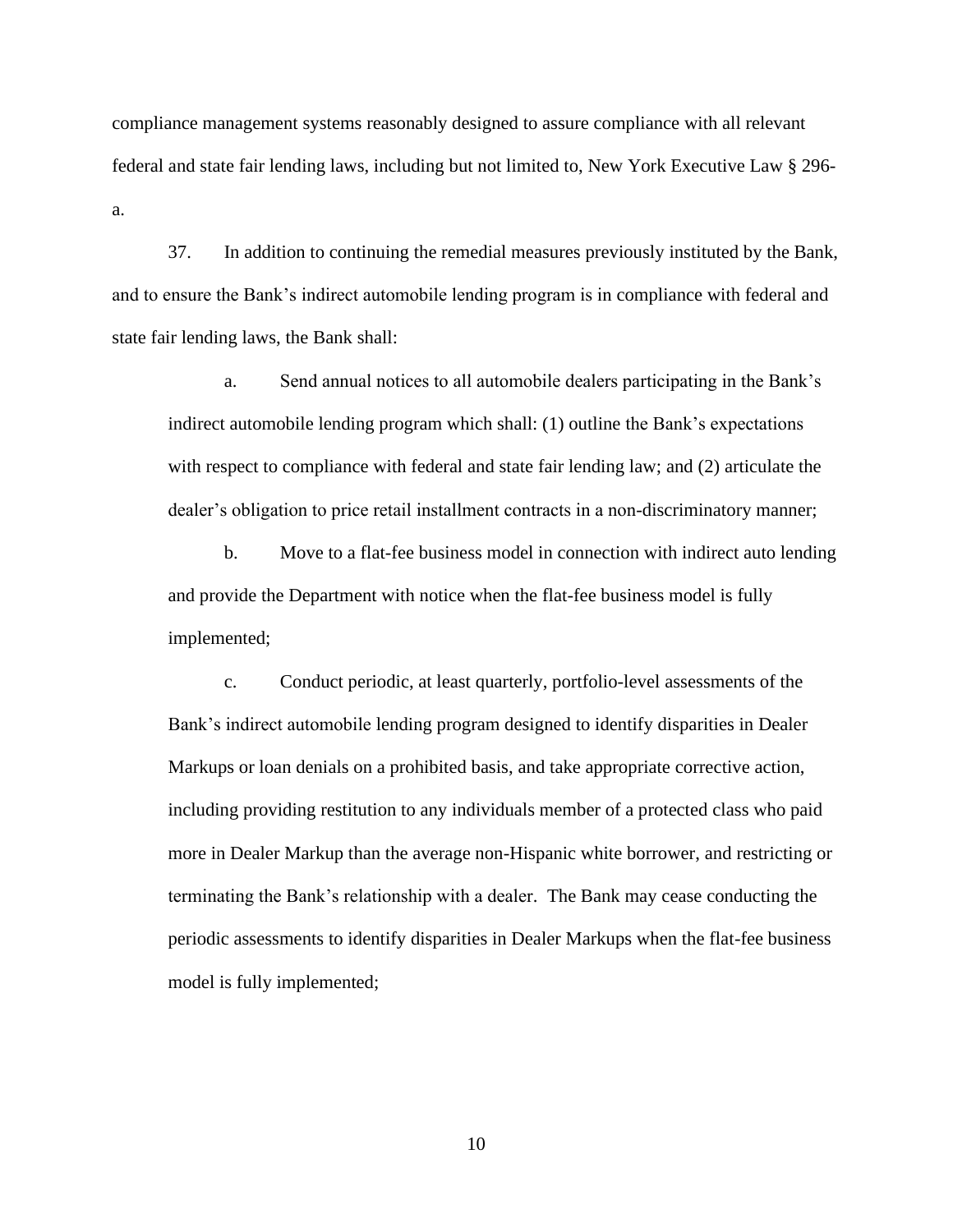compliance management systems reasonably designed to assure compliance with all relevant federal and state fair lending laws, including but not limited to, New York Executive Law § 296-a.

37. In addition to continuing the remedial measures previously instituted by the Bank, and to ensure the Bank's indirect automobile lending program is in compliance with federal and state fair lending laws, the Bank shall:

> a. Send annual notices to all automobile dealers participating in the Bank's indirect automobile lending program which shall: (1) outline the Bank's expectations with respect to compliance with federal and state fair lending law; and (2) articulate the dealer's obligation to price retail installment contracts in a non-discriminatory manner;
>
> b. Move to a flat-fee business model in connection with indirect auto lending and provide the Department with notice when the flat-fee business model is fully implemented;
>
> c. Conduct periodic, at least quarterly, portfolio-level assessments of the Bank's indirect automobile lending program designed to identify disparities in Dealer Markups or loan denials on a prohibited basis, and take appropriate corrective action, including providing restitution to any individuals member of a protected class who paid more in Dealer Markup than the average non-Hispanic white borrower, and restricting or terminating the Bank's relationship with a dealer. The Bank may cease conducting the periodic assessments to identify disparities in Dealer Markups when the flat-fee business model is fully implemented;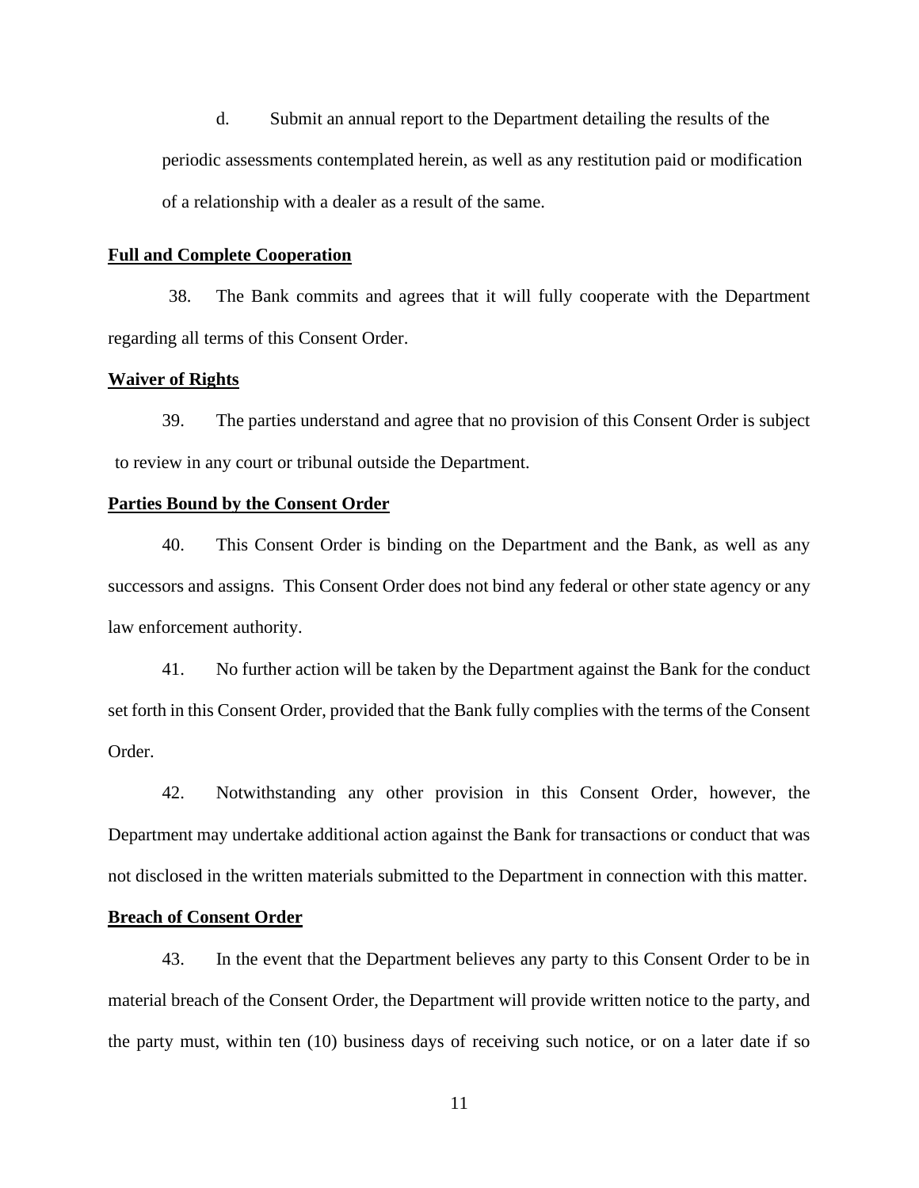d. Submit an annual report to the Department detailing the results of the periodic assessments contemplated herein, as well as any restitution paid or modification of a relationship with a dealer as a result of the same.

**Full and Complete Cooperation**

38. The Bank commits and agrees that it will fully cooperate with the Department regarding all terms of this Consent Order.

**Waiver of Rights**

39. The parties understand and agree that no provision of this Consent Order is subject to review in any court or tribunal outside the Department.

**Parties Bound by the Consent Order**

40. This Consent Order is binding on the Department and the Bank, as well as any successors and assigns. This Consent Order does not bind any federal or other state agency or any law enforcement authority.

41. No further action will be taken by the Department against the Bank for the conduct set forth in this Consent Order, provided that the Bank fully complies with the terms of the Consent Order.

42. Notwithstanding any other provision in this Consent Order, however, the Department may undertake additional action against the Bank for transactions or conduct that was not disclosed in the written materials submitted to the Department in connection with this matter.

**Breach of Consent Order**

43. In the event that the Department believes any party to this Consent Order to be in material breach of the Consent Order, the Department will provide written notice to the party, and the party must, within ten (10) business days of receiving such notice, or on a later date if so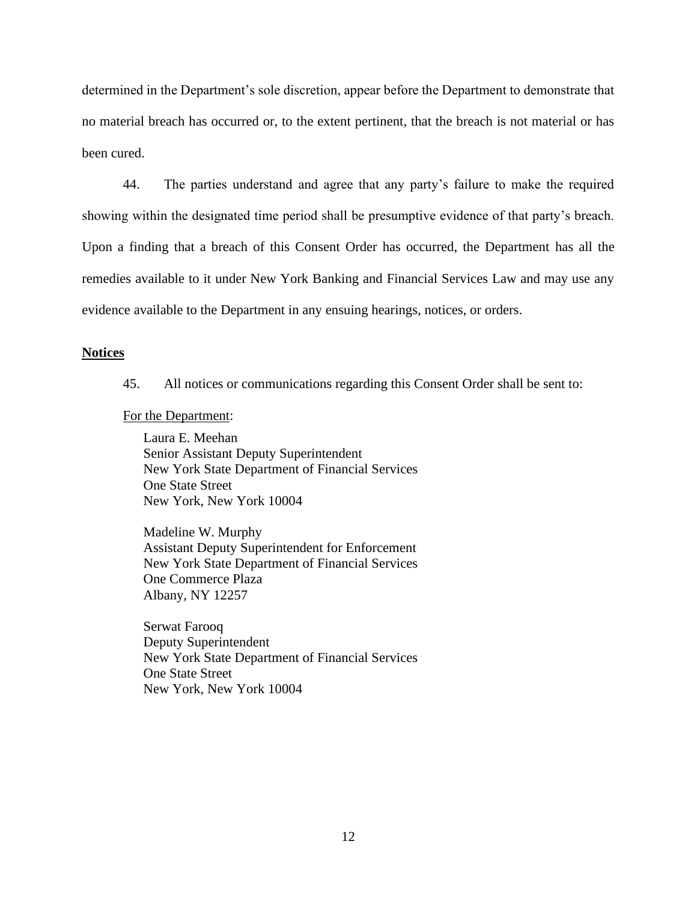determined in the Department's sole discretion, appear before the Department to demonstrate that no material breach has occurred or, to the extent pertinent, that the breach is not material or has been cured.

44. The parties understand and agree that any party's failure to make the required showing within the designated time period shall be presumptive evidence of that party's breach. Upon a finding that a breach of this Consent Order has occurred, the Department has all the remedies available to it under New York Banking and Financial Services Law and may use any evidence available to the Department in any ensuing hearings, notices, or orders.

**Notices**

45. All notices or communications regarding this Consent Order shall be sent to:

For the Department:

Laura E. Meehan
Senior Assistant Deputy Superintendent
New York State Department of Financial Services
One State Street
New York, New York 10004

Madeline W. Murphy
Assistant Deputy Superintendent for Enforcement
New York State Department of Financial Services
One Commerce Plaza
Albany, NY 12257

Serwat Farooq
Deputy Superintendent
New York State Department of Financial Services
One State Street
New York, New York 10004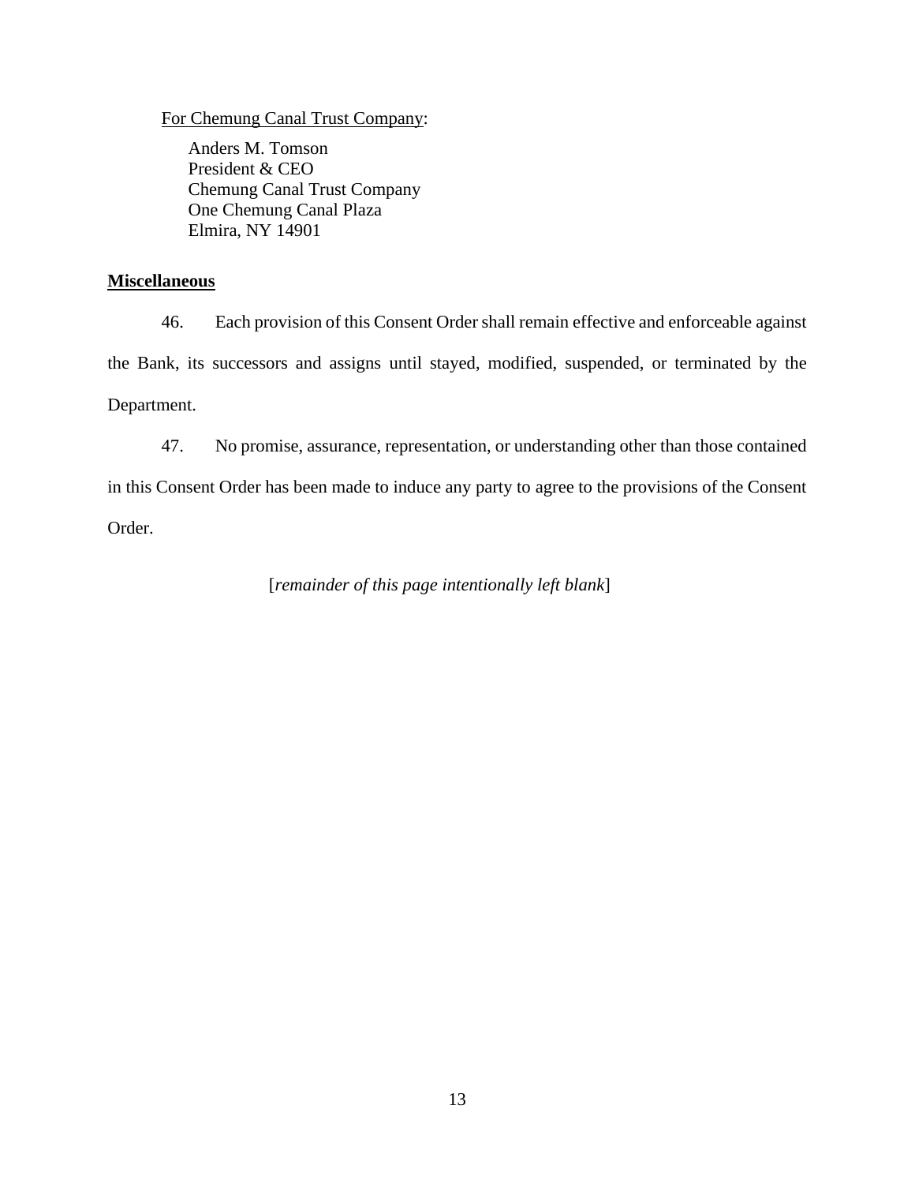For Chemung Canal Trust Company:

Anders M. Tomson
President & CEO
Chemung Canal Trust Company
One Chemung Canal Plaza
Elmira, NY 14901

**Miscellaneous**

46. Each provision of this Consent Order shall remain effective and enforceable against the Bank, its successors and assigns until stayed, modified, suspended, or terminated by the Department.

47. No promise, assurance, representation, or understanding other than those contained in this Consent Order has been made to induce any party to agree to the provisions of the Consent Order.

[*remainder of this page intentionally left blank*]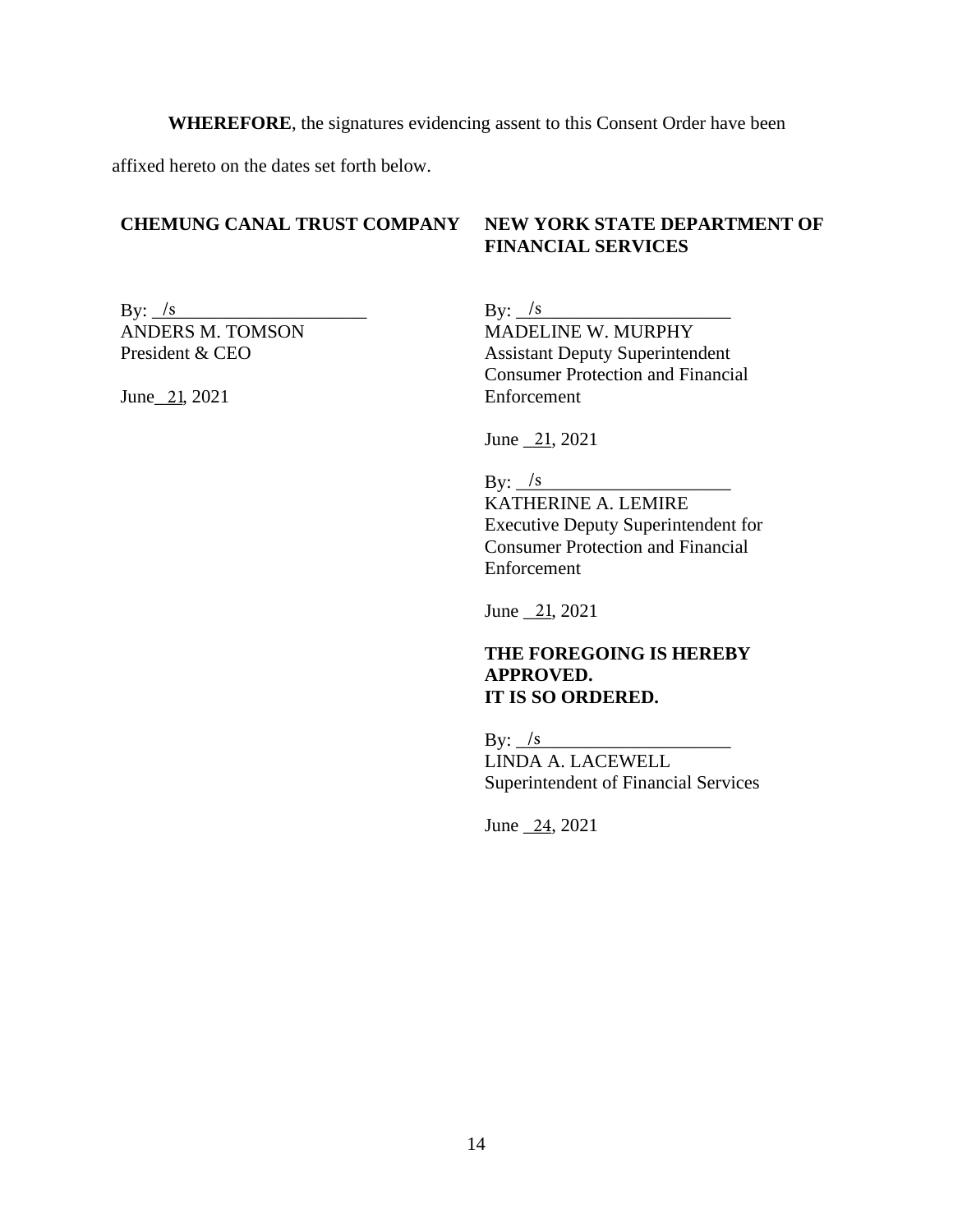**WHEREFORE**, the signatures evidencing assent to this Consent Order have been affixed hereto on the dates set forth below.

**CHEMUNG CANAL TRUST COMPANY**

By: /s
ANDERS M. TOMSON
President & CEO

June 21, 2021

**NEW YORK STATE DEPARTMENT OF FINANCIAL SERVICES**

By: /s
MADELINE W. MURPHY
Assistant Deputy Superintendent
Consumer Protection and Financial Enforcement

June 21, 2021

By: /s
KATHERINE A. LEMIRE
Executive Deputy Superintendent for
Consumer Protection and Financial Enforcement

June 21, 2021

**THE FOREGOING IS HEREBY APPROVED.**
**IT IS SO ORDERED.**

By: /s
LINDA A. LACEWELL
Superintendent of Financial Services

June 24, 2021